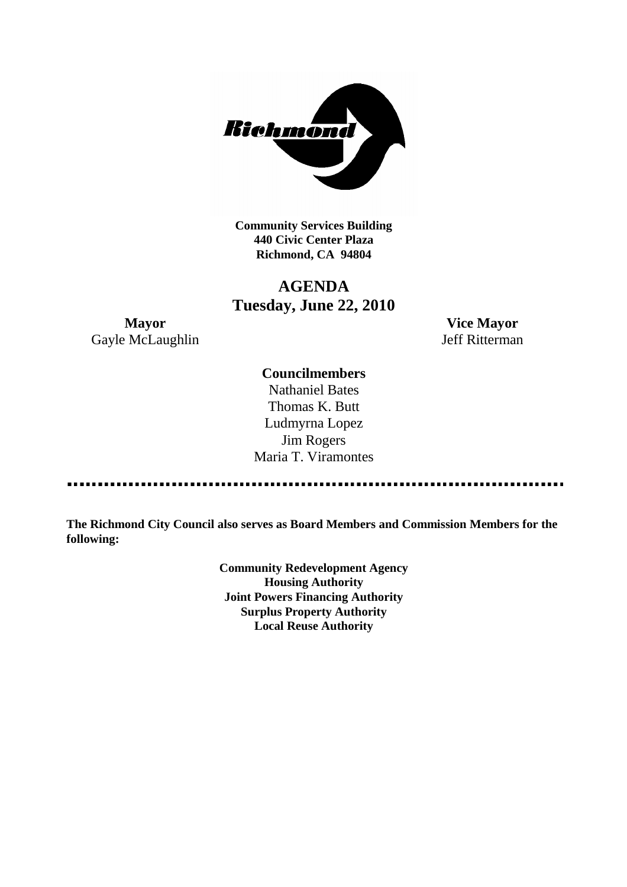Richmond

**Community Services Building**
**440 Civic Center Plaza**
**Richmond, CA 94804**

# AGENDA
## Tuesday, June 22, 2010

**Mayor**
Gayle McLaughlin

**Vice Mayor**
Jeff Ritterman

**Councilmembers**
Nathaniel Bates
Thomas K. Butt
Ludmyrna Lopez
Jim Rogers
Maria T. Viramontes

---

**The Richmond City Council also serves as Board Members and Commission Members for the following:**

**Community Redevelopment Agency**
**Housing Authority**
**Joint Powers Financing Authority**
**Surplus Property Authority**
**Local Reuse Authority**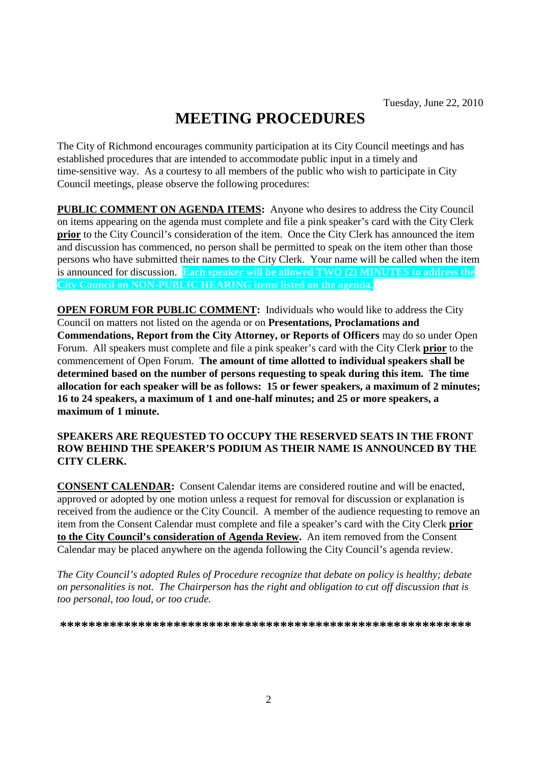Tuesday, June 22, 2010

# MEETING PROCEDURES

The City of Richmond encourages community participation at its City Council meetings and has established procedures that are intended to accommodate public input in a timely and time-sensitive way. As a courtesy to all members of the public who wish to participate in City Council meetings, please observe the following procedures:

**PUBLIC COMMENT ON AGENDA ITEMS:** Anyone who desires to address the City Council on items appearing on the agenda must complete and file a pink speaker's card with the City Clerk **prior** to the City Council's consideration of the item. Once the City Clerk has announced the item and discussion has commenced, no person shall be permitted to speak on the item other than those persons who have submitted their names to the City Clerk. Your name will be called when the item is announced for discussion. **Each speaker will be allowed TWO (2) MINUTES to address the City Council on NON-PUBLIC HEARING items listed on the agenda.**

**OPEN FORUM FOR PUBLIC COMMENT:** Individuals who would like to address the City Council on matters not listed on the agenda or on **Presentations, Proclamations and Commendations, Report from the City Attorney, or Reports of Officers** may do so under Open Forum. All speakers must complete and file a pink speaker's card with the City Clerk **prior** to the commencement of Open Forum. **The amount of time allotted to individual speakers shall be determined based on the number of persons requesting to speak during this item. The time allocation for each speaker will be as follows: 15 or fewer speakers, a maximum of 2 minutes; 16 to 24 speakers, a maximum of 1 and one-half minutes; and 25 or more speakers, a maximum of 1 minute.**

**SPEAKERS ARE REQUESTED TO OCCUPY THE RESERVED SEATS IN THE FRONT ROW BEHIND THE SPEAKER'S PODIUM AS THEIR NAME IS ANNOUNCED BY THE CITY CLERK.**

**CONSENT CALENDAR:** Consent Calendar items are considered routine and will be enacted, approved or adopted by one motion unless a request for removal for discussion or explanation is received from the audience or the City Council. A member of the audience requesting to remove an item from the Consent Calendar must complete and file a speaker's card with the City Clerk **prior to the City Council's consideration of Agenda Review.** An item removed from the Consent Calendar may be placed anywhere on the agenda following the City Council's agenda review.

*The City Council's adopted Rules of Procedure recognize that debate on policy is healthy; debate on personalities is not. The Chairperson has the right and obligation to cut off discussion that is too personal, too loud, or too crude.*

**\*\*\*\*\*\*\*\*\*\*\*\*\*\*\*\*\*\*\*\*\*\*\*\*\*\*\*\*\*\*\*\*\*\*\*\*\*\*\*\*\*\*\*\*\*\*\*\*\*\*\*\*\*\*\*\*\*\***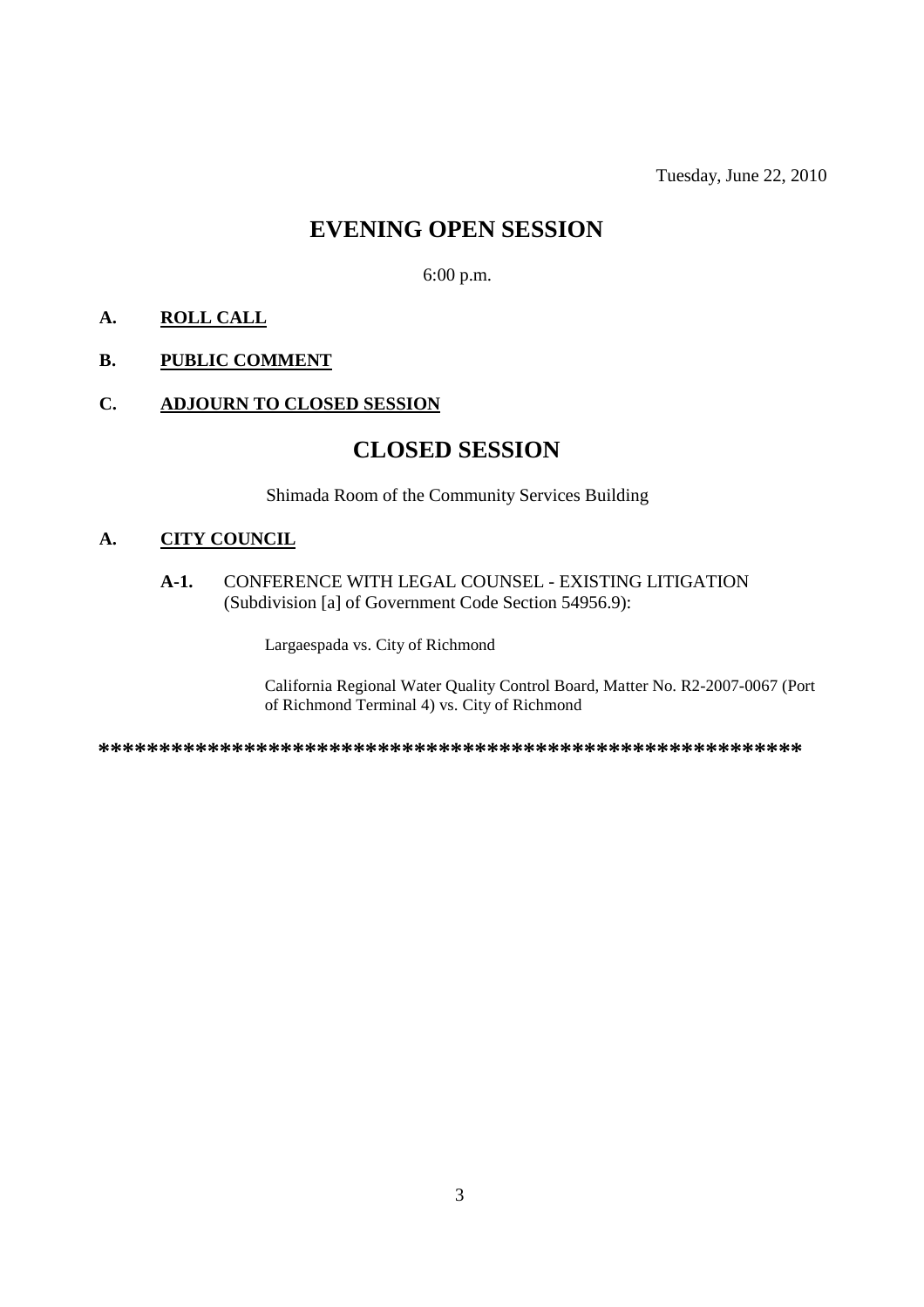Tuesday, June 22, 2010

# EVENING OPEN SESSION

6:00 p.m.

**A.** **ROLL CALL**

**B.** **PUBLIC COMMENT**

**C.** **ADJOURN TO CLOSED SESSION**

# CLOSED SESSION

Shimada Room of the Community Services Building

**A.** **CITY COUNCIL**

**A-1.** CONFERENCE WITH LEGAL COUNSEL - EXISTING LITIGATION (Subdivision [a] of Government Code Section 54956.9):

Largaespada vs. City of Richmond

California Regional Water Quality Control Board, Matter No. R2-2007-0067 (Port of Richmond Terminal 4) vs. City of Richmond

**************************************************************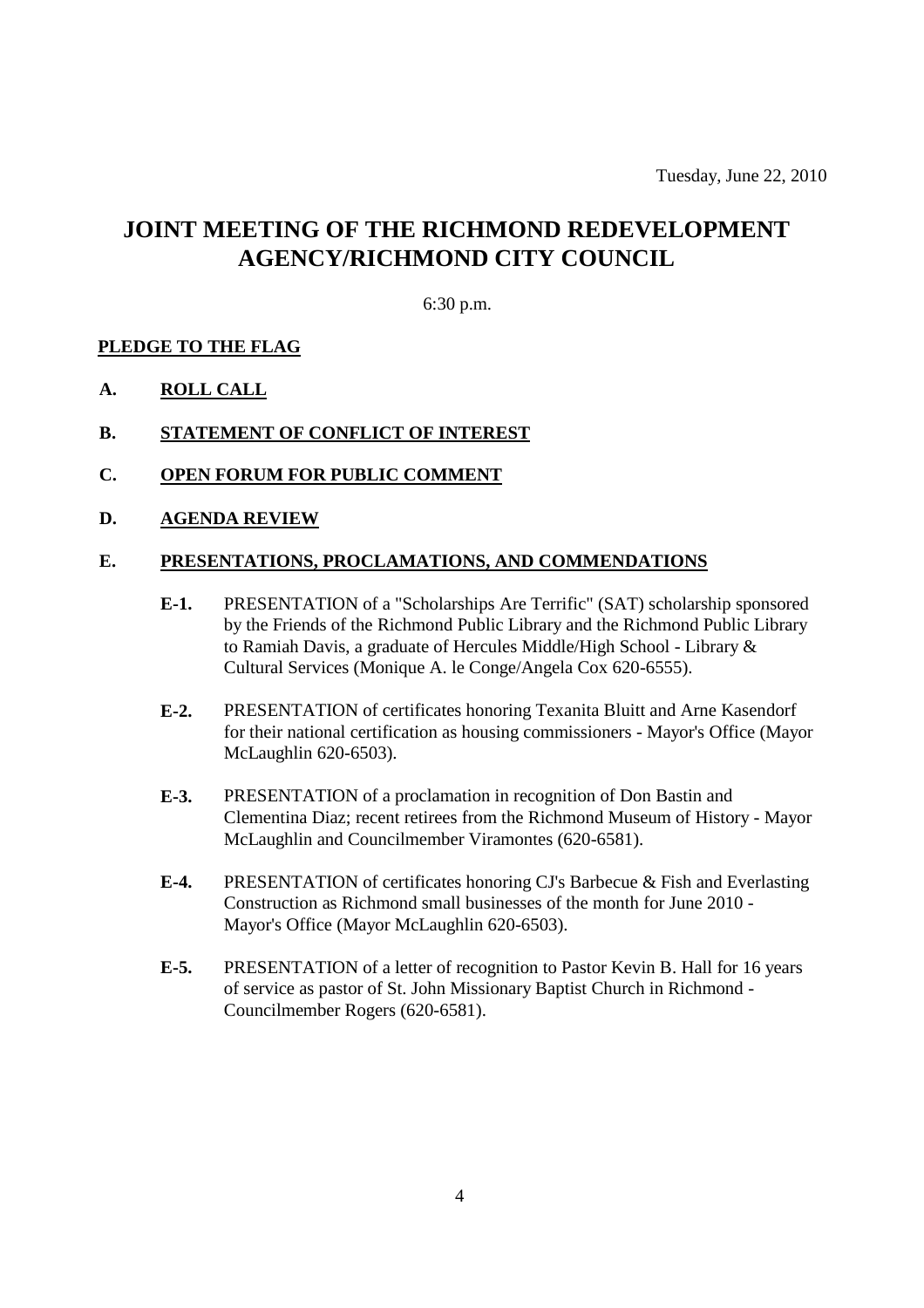Tuesday, June 22, 2010

# JOINT MEETING OF THE RICHMOND REDEVELOPMENT AGENCY/RICHMOND CITY COUNCIL

6:30 p.m.

**PLEDGE TO THE FLAG**

**A. ROLL CALL**

**B. STATEMENT OF CONFLICT OF INTEREST**

**C. OPEN FORUM FOR PUBLIC COMMENT**

**D. AGENDA REVIEW**

**E. PRESENTATIONS, PROCLAMATIONS, AND COMMENDATIONS**

- **E-1.** PRESENTATION of a "Scholarships Are Terrific" (SAT) scholarship sponsored by the Friends of the Richmond Public Library and the Richmond Public Library to Ramiah Davis, a graduate of Hercules Middle/High School - Library & Cultural Services (Monique A. le Conge/Angela Cox 620-6555).

- **E-2.** PRESENTATION of certificates honoring Texanita Bluitt and Arne Kasendorf for their national certification as housing commissioners - Mayor's Office (Mayor McLaughlin 620-6503).

- **E-3.** PRESENTATION of a proclamation in recognition of Don Bastin and Clementina Diaz; recent retirees from the Richmond Museum of History - Mayor McLaughlin and Councilmember Viramontes (620-6581).

- **E-4.** PRESENTATION of certificates honoring CJ's Barbecue & Fish and Everlasting Construction as Richmond small businesses of the month for June 2010 - Mayor's Office (Mayor McLaughlin 620-6503).

- **E-5.** PRESENTATION of a letter of recognition to Pastor Kevin B. Hall for 16 years of service as pastor of St. John Missionary Baptist Church in Richmond - Councilmember Rogers (620-6581).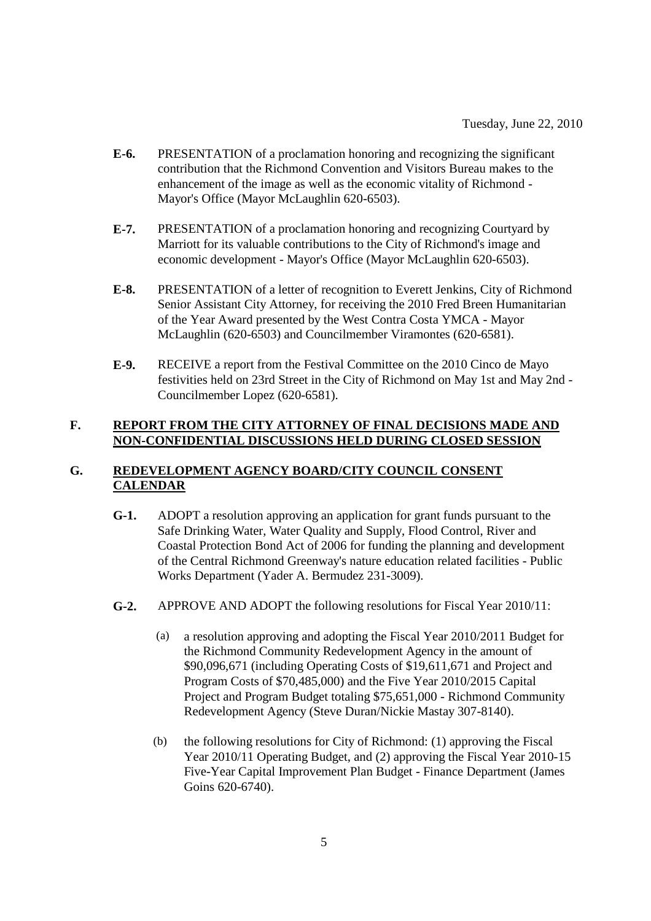- **E-6.** PRESENTATION of a proclamation honoring and recognizing the significant contribution that the Richmond Convention and Visitors Bureau makes to the enhancement of the image as well as the economic vitality of Richmond - Mayor's Office (Mayor McLaughlin 620-6503).

- **E-7.** PRESENTATION of a proclamation honoring and recognizing Courtyard by Marriott for its valuable contributions to the City of Richmond's image and economic development - Mayor's Office (Mayor McLaughlin 620-6503).

- **E-8.** PRESENTATION of a letter of recognition to Everett Jenkins, City of Richmond Senior Assistant City Attorney, for receiving the 2010 Fred Breen Humanitarian of the Year Award presented by the West Contra Costa YMCA - Mayor McLaughlin (620-6503) and Councilmember Viramontes (620-6581).

- **E-9.** RECEIVE a report from the Festival Committee on the 2010 Cinco de Mayo festivities held on 23rd Street in the City of Richmond on May 1st and May 2nd - Councilmember Lopez (620-6581).

## F. REPORT FROM THE CITY ATTORNEY OF FINAL DECISIONS MADE AND NON-CONFIDENTIAL DISCUSSIONS HELD DURING CLOSED SESSION

## G. REDEVELOPMENT AGENCY BOARD/CITY COUNCIL CONSENT CALENDAR

- **G-1.** ADOPT a resolution approving an application for grant funds pursuant to the Safe Drinking Water, Water Quality and Supply, Flood Control, River and Coastal Protection Bond Act of 2006 for funding the planning and development of the Central Richmond Greenway's nature education related facilities - Public Works Department (Yader A. Bermudez 231-3009).

- **G-2.** APPROVE AND ADOPT the following resolutions for Fiscal Year 2010/11:

  (a) a resolution approving and adopting the Fiscal Year 2010/2011 Budget for the Richmond Community Redevelopment Agency in the amount of $90,096,671 (including Operating Costs of $19,611,671 and Project and Program Costs of $70,485,000) and the Five Year 2010/2015 Capital Project and Program Budget totaling $75,651,000 - Richmond Community Redevelopment Agency (Steve Duran/Nickie Mastay 307-8140).

  (b) the following resolutions for City of Richmond: (1) approving the Fiscal Year 2010/11 Operating Budget, and (2) approving the Fiscal Year 2010-15 Five-Year Capital Improvement Plan Budget - Finance Department (James Goins 620-6740).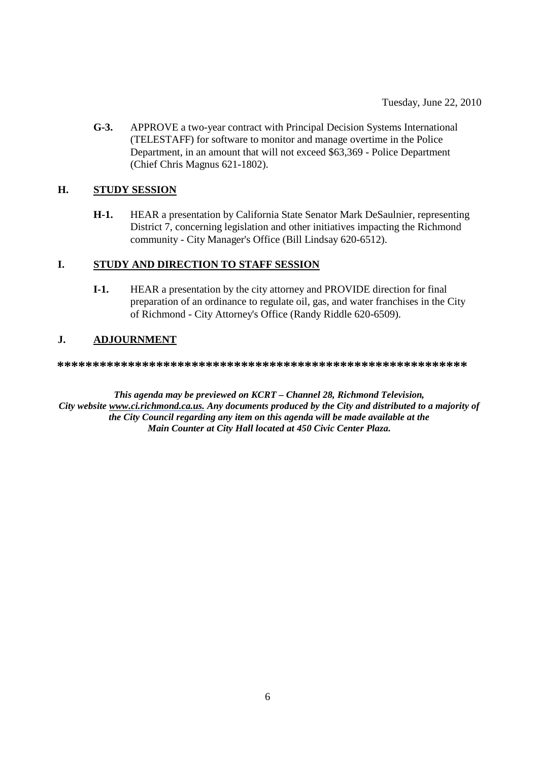Tuesday, June 22, 2010

**G-3.** APPROVE a two-year contract with Principal Decision Systems International (TELESTAFF) for software to monitor and manage overtime in the Police Department, in an amount that will not exceed $63,369 - Police Department (Chief Chris Magnus 621-1802).

## H. STUDY SESSION

**H-1.** HEAR a presentation by California State Senator Mark DeSaulnier, representing District 7, concerning legislation and other initiatives impacting the Richmond community - City Manager's Office (Bill Lindsay 620-6512).

## I. STUDY AND DIRECTION TO STAFF SESSION

**I-1.** HEAR a presentation by the city attorney and PROVIDE direction for final preparation of an ordinance to regulate oil, gas, and water franchises in the City of Richmond - City Attorney's Office (Randy Riddle 620-6509).

## J. ADJOURNMENT

*************************************************************

***This agenda may be previewed on KCRT – Channel 28, Richmond Television, City website www.ci.richmond.ca.us. Any documents produced by the City and distributed to a majority of the City Council regarding any item on this agenda will be made available at the Main Counter at City Hall located at 450 Civic Center Plaza.***